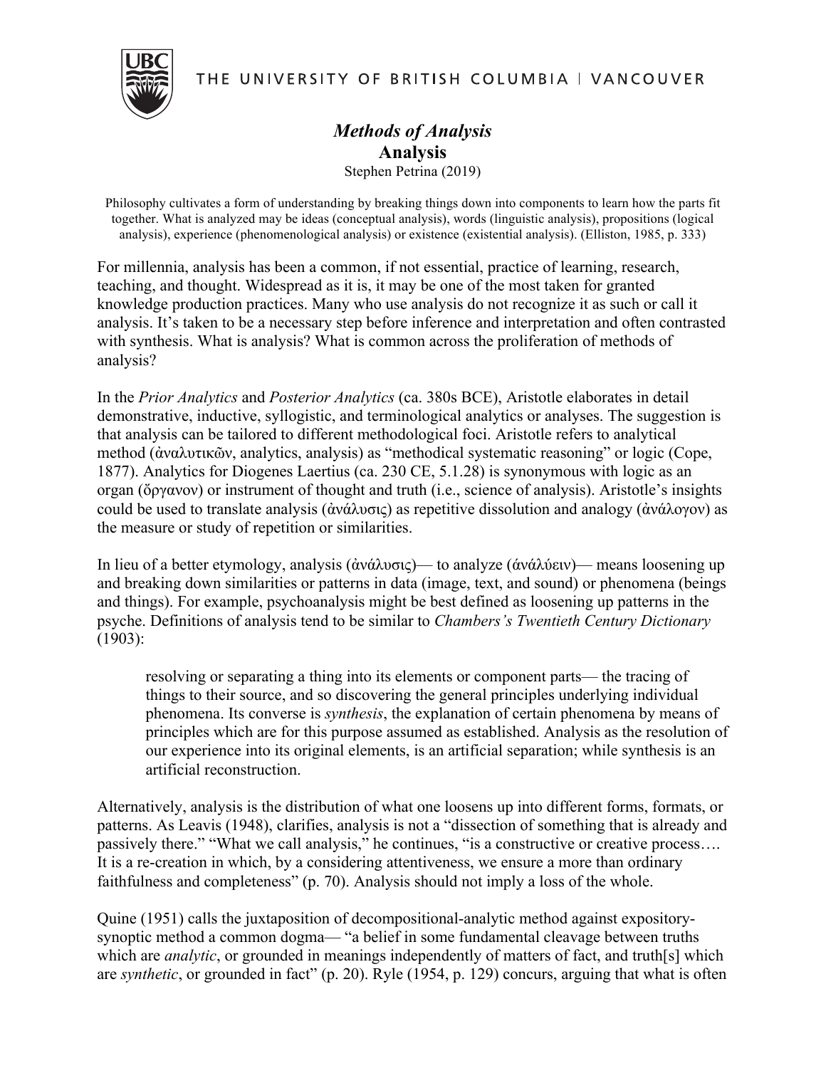THE UNIVERSITY OF BRITISH COLUMBIA | VANCOUVER

# *Methods of Analysis*

## Analysis

Stephen Petrina (2019)

Philosophy cultivates a form of understanding by breaking things down into components to learn how the parts fit together. What is analyzed may be ideas (conceptual analysis), words (linguistic analysis), propositions (logical analysis), experience (phenomenological analysis) or existence (existential analysis). (Elliston, 1985, p. 333)

For millennia, analysis has been a common, if not essential, practice of learning, research, teaching, and thought. Widespread as it is, it may be one of the most taken for granted knowledge production practices. Many who use analysis do not recognize it as such or call it analysis. It's taken to be a necessary step before inference and interpretation and often contrasted with synthesis. What is analysis? What is common across the proliferation of methods of analysis?

In the *Prior Analytics* and *Posterior Analytics* (ca. 380s BCE), Aristotle elaborates in detail demonstrative, inductive, syllogistic, and terminological analytics or analyses. The suggestion is that analysis can be tailored to different methodological foci. Aristotle refers to analytical method (ἀναλυτικῶν, analytics, analysis) as "methodical systematic reasoning" or logic (Cope, 1877). Analytics for Diogenes Laertius (ca. 230 CE, 5.1.28) is synonymous with logic as an organ (ὄργανον) or instrument of thought and truth (i.e., science of analysis). Aristotle's insights could be used to translate analysis (ἀνάλυσις) as repetitive dissolution and analogy (ἀνάλογον) as the measure or study of repetition or similarities.

In lieu of a better etymology, analysis (ἀνάλυσις)— to analyze (ἀνάλύειν)— means loosening up and breaking down similarities or patterns in data (image, text, and sound) or phenomena (beings and things). For example, psychoanalysis might be best defined as loosening up patterns in the psyche. Definitions of analysis tend to be similar to *Chambers's Twentieth Century Dictionary* (1903):

> resolving or separating a thing into its elements or component parts— the tracing of things to their source, and so discovering the general principles underlying individual phenomena. Its converse is *synthesis*, the explanation of certain phenomena by means of principles which are for this purpose assumed as established. Analysis as the resolution of our experience into its original elements, is an artificial separation; while synthesis is an artificial reconstruction.

Alternatively, analysis is the distribution of what one loosens up into different forms, formats, or patterns. As Leavis (1948), clarifies, analysis is not a "dissection of something that is already and passively there." "What we call analysis," he continues, "is a constructive or creative process…. It is a re-creation in which, by a considering attentiveness, we ensure a more than ordinary faithfulness and completeness" (p. 70). Analysis should not imply a loss of the whole.

Quine (1951) calls the juxtaposition of decompositional-analytic method against expository-synoptic method a common dogma— "a belief in some fundamental cleavage between truths which are *analytic*, or grounded in meanings independently of matters of fact, and truth[s] which are *synthetic*, or grounded in fact" (p. 20). Ryle (1954, p. 129) concurs, arguing that what is often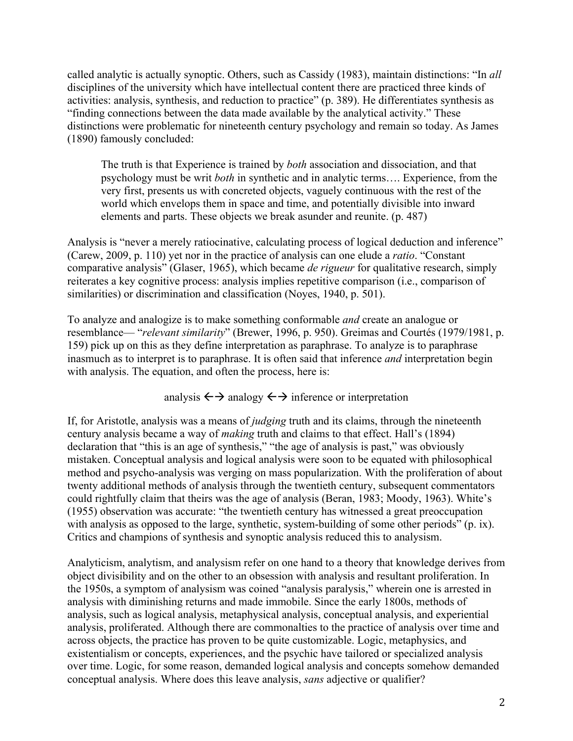called analytic is actually synoptic. Others, such as Cassidy (1983), maintain distinctions: "In *all* disciplines of the university which have intellectual content there are practiced three kinds of activities: analysis, synthesis, and reduction to practice" (p. 389). He differentiates synthesis as "finding connections between the data made available by the analytical activity." These distinctions were problematic for nineteenth century psychology and remain so today. As James (1890) famously concluded:

> The truth is that Experience is trained by *both* association and dissociation, and that psychology must be writ *both* in synthetic and in analytic terms…. Experience, from the very first, presents us with concreted objects, vaguely continuous with the rest of the world which envelops them in space and time, and potentially divisible into inward elements and parts. These objects we break asunder and reunite. (p. 487)

Analysis is "never a merely ratiocinative, calculating process of logical deduction and inference" (Carew, 2009, p. 110) yet nor in the practice of analysis can one elude a *ratio*. "Constant comparative analysis" (Glaser, 1965), which became *de rigueur* for qualitative research, simply reiterates a key cognitive process: analysis implies repetitive comparison (i.e., comparison of similarities) or discrimination and classification (Noyes, 1940, p. 501).

To analyze and analogize is to make something conformable *and* create an analogue or resemblance— "*relevant similarity*" (Brewer, 1996, p. 950). Greimas and Courtés (1979/1981, p. 159) pick up on this as they define interpretation as paraphrase. To analyze is to paraphrase inasmuch as to interpret is to paraphrase. It is often said that inference *and* interpretation begin with analysis. The equation, and often the process, here is:

$$\text{analysis} \leftrightarrow \text{analogy} \leftrightarrow \text{inference or interpretation}$$

If, for Aristotle, analysis was a means of *judging* truth and its claims, through the nineteenth century analysis became a way of *making* truth and claims to that effect. Hall's (1894) declaration that "this is an age of synthesis," "the age of analysis is past," was obviously mistaken. Conceptual analysis and logical analysis were soon to be equated with philosophical method and psycho-analysis was verging on mass popularization. With the proliferation of about twenty additional methods of analysis through the twentieth century, subsequent commentators could rightfully claim that theirs was the age of analysis (Beran, 1983; Moody, 1963). White's (1955) observation was accurate: "the twentieth century has witnessed a great preoccupation with analysis as opposed to the large, synthetic, system-building of some other periods" (p. ix). Critics and champions of synthesis and synoptic analysis reduced this to analysism.

Analyticism, analytism, and analysism refer on one hand to a theory that knowledge derives from object divisibility and on the other to an obsession with analysis and resultant proliferation. In the 1950s, a symptom of analysism was coined "analysis paralysis," wherein one is arrested in analysis with diminishing returns and made immobile. Since the early 1800s, methods of analysis, such as logical analysis, metaphysical analysis, conceptual analysis, and experiential analysis, proliferated. Although there are commonalties to the practice of analysis over time and across objects, the practice has proven to be quite customizable. Logic, metaphysics, and existentialism or concepts, experiences, and the psychic have tailored or specialized analysis over time. Logic, for some reason, demanded logical analysis and concepts somehow demanded conceptual analysis. Where does this leave analysis, *sans* adjective or qualifier?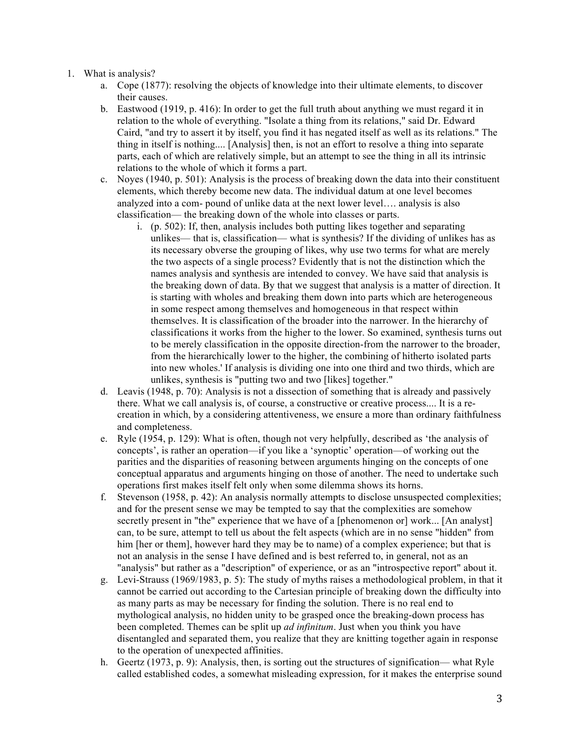1. What is analysis?
    a. Cope (1877): resolving the objects of knowledge into their ultimate elements, to discover their causes.
    b. Eastwood (1919, p. 416): In order to get the full truth about anything we must regard it in relation to the whole of everything. "Isolate a thing from its relations," said Dr. Edward Caird, "and try to assert it by itself, you find it has negated itself as well as its relations." The thing in itself is nothing.... [Analysis] then, is not an effort to resolve a thing into separate parts, each of which are relatively simple, but an attempt to see the thing in all its intrinsic relations to the whole of which it forms a part.
    c. Noyes (1940, p. 501): Analysis is the process of breaking down the data into their constituent elements, which thereby become new data. The individual datum at one level becomes analyzed into a com- pound of unlike data at the next lower level…. analysis is also classification— the breaking down of the whole into classes or parts.
        i. (p. 502): If, then, analysis includes both putting likes together and separating unlikes— that is, classification— what is synthesis? If the dividing of unlikes has as its necessary obverse the grouping of likes, why use two terms for what are merely the two aspects of a single process? Evidently that is not the distinction which the names analysis and synthesis are intended to convey. We have said that analysis is the breaking down of data. By that we suggest that analysis is a matter of direction. It is starting with wholes and breaking them down into parts which are heterogeneous in some respect among themselves and homogeneous in that respect within themselves. It is classification of the broader into the narrower. In the hierarchy of classifications it works from the higher to the lower. So examined, synthesis turns out to be merely classification in the opposite direction-from the narrower to the broader, from the hierarchically lower to the higher, the combining of hitherto isolated parts into new wholes.' If analysis is dividing one into one third and two thirds, which are unlikes, synthesis is "putting two and two [likes] together."
    d. Leavis (1948, p. 70): Analysis is not a dissection of something that is already and passively there. What we call analysis is, of course, a constructive or creative process.... It is a re-creation in which, by a considering attentiveness, we ensure a more than ordinary faithfulness and completeness.
    e. Ryle (1954, p. 129): What is often, though not very helpfully, described as 'the analysis of concepts', is rather an operation—if you like a 'synoptic' operation—of working out the parities and the disparities of reasoning between arguments hinging on the concepts of one conceptual apparatus and arguments hinging on those of another. The need to undertake such operations first makes itself felt only when some dilemma shows its horns.
    f. Stevenson (1958, p. 42): An analysis normally attempts to disclose unsuspected complexities; and for the present sense we may be tempted to say that the complexities are somehow secretly present in "the" experience that we have of a [phenomenon or] work... [An analyst] can, to be sure, attempt to tell us about the felt aspects (which are in no sense "hidden" from him [her or them], however hard they may be to name) of a complex experience; but that is not an analysis in the sense I have defined and is best referred to, in general, not as an "analysis" but rather as a "description" of experience, or as an "introspective report" about it.
    g. Levi-Strauss (1969/1983, p. 5): The study of myths raises a methodological problem, in that it cannot be carried out according to the Cartesian principle of breaking down the difficulty into as many parts as may be necessary for finding the solution. There is no real end to mythological analysis, no hidden unity to be grasped once the breaking-down process has been completed. Themes can be split up *ad infinitum*. Just when you think you have disentangled and separated them, you realize that they are knitting together again in response to the operation of unexpected affinities.
    h. Geertz (1973, p. 9): Analysis, then, is sorting out the structures of signification— what Ryle called established codes, a somewhat misleading expression, for it makes the enterprise sound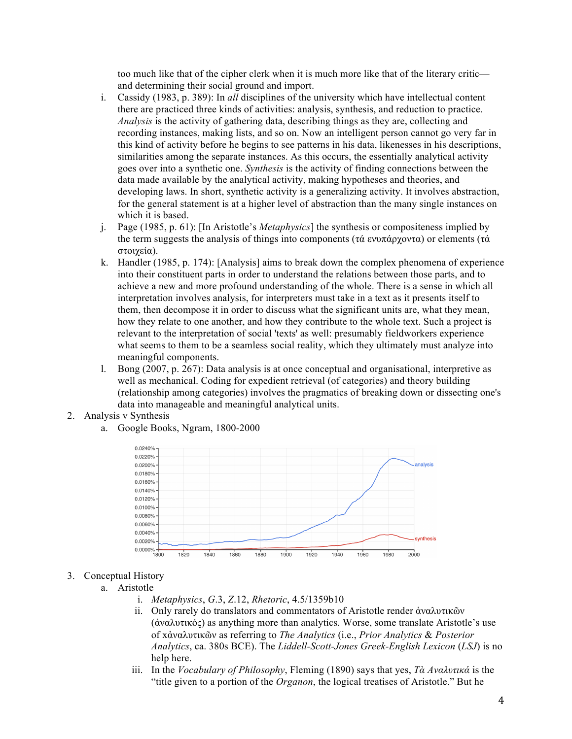too much like that of the cipher clerk when it is much more like that of the literary critic—and determining their social ground and import.

i. Cassidy (1983, p. 389): In *all* disciplines of the university which have intellectual content there are practiced three kinds of activities: analysis, synthesis, and reduction to practice. *Analysis* is the activity of gathering data, describing things as they are, collecting and recording instances, making lists, and so on. Now an intelligent person cannot go very far in this kind of activity before he begins to see patterns in his data, likenesses in his descriptions, similarities among the separate instances. As this occurs, the essentially analytical activity goes over into a synthetic one. *Synthesis* is the activity of finding connections between the data made available by the analytical activity, making hypotheses and theories, and developing laws. In short, synthetic activity is a generalizing activity. It involves abstraction, for the general statement is at a higher level of abstraction than the many single instances on which it is based.

j. Page (1985, p. 61): [In Aristotle's *Metaphysics*] the synthesis or compositeness implied by the term suggests the analysis of things into components (τά ενυπάρχοντα) or elements (τά στοιχεία).

k. Handler (1985, p. 174): [Analysis] aims to break down the complex phenomena of experience into their constituent parts in order to understand the relations between those parts, and to achieve a new and more profound understanding of the whole. There is a sense in which all interpretation involves analysis, for interpreters must take in a text as it presents itself to them, then decompose it in order to discuss what the significant units are, what they mean, how they relate to one another, and how they contribute to the whole text. Such a project is relevant to the interpretation of social 'texts' as well: presumably fieldworkers experience what seems to them to be a seamless social reality, which they ultimately must analyze into meaningful components.

l. Bong (2007, p. 267): Data analysis is at once conceptual and organisational, interpretive as well as mechanical. Coding for expedient retrieval (of categories) and theory building (relationship among categories) involves the pragmatics of breaking down or dissecting one's data into manageable and meaningful analytical units.

2. Analysis v Synthesis
   a. Google Books, Ngram, 1800-2000

3. Conceptual History
   a. Aristotle
      i. *Metaphysics*, *G*.3, *Z*.12, *Rhetoric*, 4.5/1359b10
      ii. Only rarely do translators and commentators of Aristotle render ἀναλυτικῶν (ἀναλυτικός) as anything more than analytics. Worse, some translate Aristotle's use of χἀναλυτικῶν as referring to *The Analytics* (i.e., *Prior Analytics* & *Posterior Analytics*, ca. 380s BCE). The *Liddell-Scott-Jones Greek-English Lexicon* (*LSJ*) is no help here.
      iii. In the *Vocabulary of Philosophy*, Fleming (1890) says that yes, *Τὰ Αναλυτικά* is the "title given to a portion of the *Organon*, the logical treatises of Aristotle." But he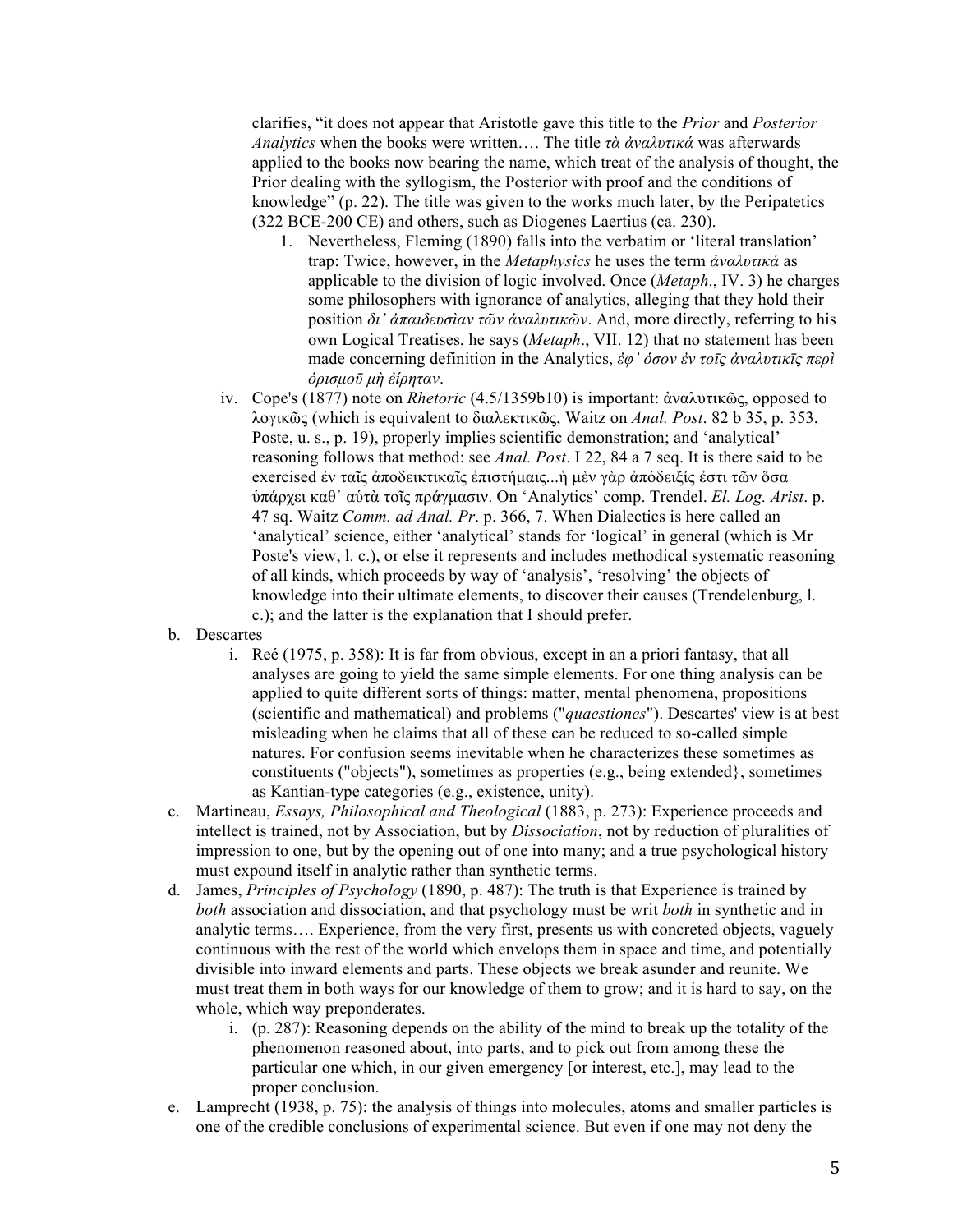clarifies, "it does not appear that Aristotle gave this title to the *Prior* and *Posterior Analytics* when the books were written…. The title *τὰ ἀναλυτικά* was afterwards applied to the books now bearing the name, which treat of the analysis of thought, the Prior dealing with the syllogism, the Posterior with proof and the conditions of knowledge" (p. 22). The title was given to the works much later, by the Peripatetics (322 BCE-200 CE) and others, such as Diogenes Laertius (ca. 230).

1. Nevertheless, Fleming (1890) falls into the verbatim or 'literal translation' trap: Twice, however, in the *Metaphysics* he uses the term *ἀναλυτικά* as applicable to the division of logic involved. Once (*Metaph*., IV. 3) he charges some philosophers with ignorance of analytics, alleging that they hold their position *δι' ἀπαιδευσὶαν τῶν ἀναλυτικῶν*. And, more directly, referring to his own Logical Treatises, he says (*Metaph*., VII. 12) that no statement has been made concerning definition in the Analytics, *ἐφ' ὁσον ἐν τοῖς ἀναλυτικῖς περὶ ὁρισμοῦ μὴ εἴρηταν*.

iv. Cope's (1877) note on *Rhetoric* (4.5/1359b10) is important: ἀναλυτικῶς, opposed to λογικῶς (which is equivalent to διαλεκτικῶς, Waitz on *Anal. Post*. 82 b 35, p. 353, Poste, u. s., p. 19), properly implies scientific demonstration; and 'analytical' reasoning follows that method: see *Anal. Post*. I 22, 84 a 7 seq. It is there said to be exercised ἐν ταῖς ἀποδεικτικαῖς ἐπιστήμαις...ἡ μὲν γὰρ ἀπόδειξίς ἐστι τῶν ὅσα ὑπάρχει καθ' αὑτὰ τοῖς πράγμασιν. On 'Analytics' comp. Trendel. *El. Log. Arist*. p. 47 sq. Waitz *Comm. ad Anal. Pr*. p. 366, 7. When Dialectics is here called an 'analytical' science, either 'analytical' stands for 'logical' in general (which is Mr Poste's view, l. c.), or else it represents and includes methodical systematic reasoning of all kinds, which proceeds by way of 'analysis', 'resolving' the objects of knowledge into their ultimate elements, to discover their causes (Trendelenburg, l. c.); and the latter is the explanation that I should prefer.

b. Descartes
   i. Reé (1975, p. 358): It is far from obvious, except in an a priori fantasy, that all analyses are going to yield the same simple elements. For one thing analysis can be applied to quite different sorts of things: matter, mental phenomena, propositions (scientific and mathematical) and problems ("*quaestiones*"). Descartes' view is at best misleading when he claims that all of these can be reduced to so-called simple natures. For confusion seems inevitable when he characterizes these sometimes as constituents ("objects"), sometimes as properties (e.g., being extended}, sometimes as Kantian-type categories (e.g., existence, unity).

c. Martineau, *Essays, Philosophical and Theological* (1883, p. 273): Experience proceeds and intellect is trained, not by Association, but by *Dissociation*, not by reduction of pluralities of impression to one, but by the opening out of one into many; and a true psychological history must expound itself in analytic rather than synthetic terms.

d. James, *Principles of Psychology* (1890, p. 487): The truth is that Experience is trained by *both* association and dissociation, and that psychology must be writ *both* in synthetic and in analytic terms…. Experience, from the very first, presents us with concreted objects, vaguely continuous with the rest of the world which envelops them in space and time, and potentially divisible into inward elements and parts. These objects we break asunder and reunite. We must treat them in both ways for our knowledge of them to grow; and it is hard to say, on the whole, which way preponderates.
   i. (p. 287): Reasoning depends on the ability of the mind to break up the totality of the phenomenon reasoned about, into parts, and to pick out from among these the particular one which, in our given emergency [or interest, etc.], may lead to the proper conclusion.

e. Lamprecht (1938, p. 75): the analysis of things into molecules, atoms and smaller particles is one of the credible conclusions of experimental science. But even if one may not deny the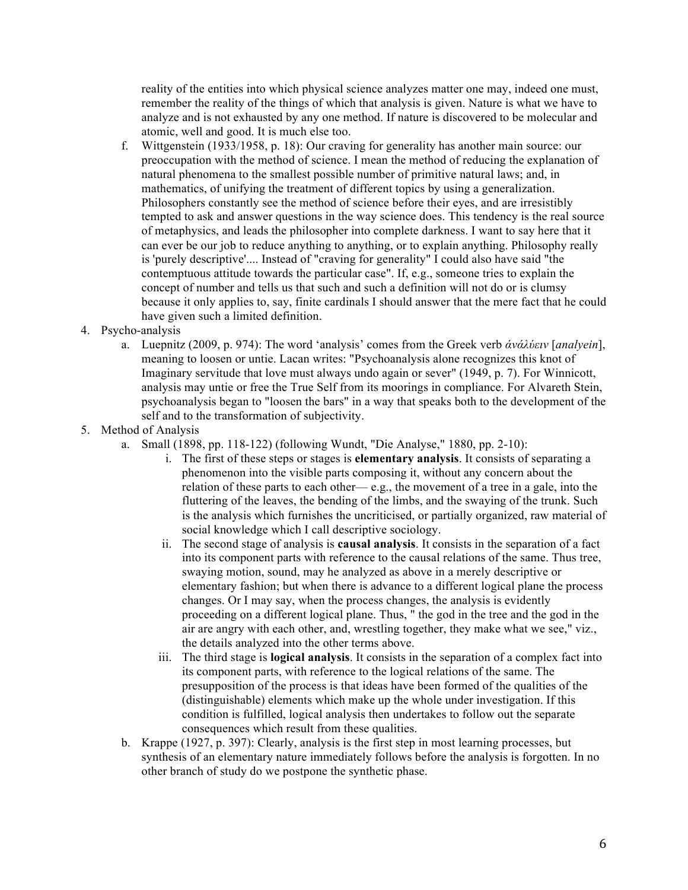reality of the entities into which physical science analyzes matter one may, indeed one must, remember the reality of the things of which that analysis is given. Nature is what we have to analyze and is not exhausted by any one method. If nature is discovered to be molecular and atomic, well and good. It is much else too.

   f. Wittgenstein (1933/1958, p. 18): Our craving for generality has another main source: our preoccupation with the method of science. I mean the method of reducing the explanation of natural phenomena to the smallest possible number of primitive natural laws; and, in mathematics, of unifying the treatment of different topics by using a generalization. Philosophers constantly see the method of science before their eyes, and are irresistibly tempted to ask and answer questions in the way science does. This tendency is the real source of metaphysics, and leads the philosopher into complete darkness. I want to say here that it can ever be our job to reduce anything to anything, or to explain anything. Philosophy really is 'purely descriptive'.... Instead of "craving for generality" I could also have said "the contemptuous attitude towards the particular case". If, e.g., someone tries to explain the concept of number and tells us that such and such a definition will not do or is clumsy because it only applies to, say, finite cardinals I should answer that the mere fact that he could have given such a limited definition.

4. Psycho-analysis
   a. Luepnitz (2009, p. 974): The word 'analysis' comes from the Greek verb *ἀνάλύειν* [*analyein*], meaning to loosen or untie. Lacan writes: "Psychoanalysis alone recognizes this knot of Imaginary servitude that love must always undo again or sever" (1949, p. 7). For Winnicott, analysis may untie or free the True Self from its moorings in compliance. For Alvareth Stein, psychoanalysis began to "loosen the bars" in a way that speaks both to the development of the self and to the transformation of subjectivity.

5. Method of Analysis
   a. Small (1898, pp. 118-122) (following Wundt, "Die Analyse," 1880, pp. 2-10):
      i. The first of these steps or stages is **elementary analysis**. It consists of separating a phenomenon into the visible parts composing it, without any concern about the relation of these parts to each other— e.g., the movement of a tree in a gale, into the fluttering of the leaves, the bending of the limbs, and the swaying of the trunk. Such is the analysis which furnishes the uncriticised, or partially organized, raw material of social knowledge which I call descriptive sociology.
      ii. The second stage of analysis is **causal analysis**. It consists in the separation of a fact into its component parts with reference to the causal relations of the same. Thus tree, swaying motion, sound, may he analyzed as above in a merely descriptive or elementary fashion; but when there is advance to a different logical plane the process changes. Or I may say, when the process changes, the analysis is evidently proceeding on a different logical plane. Thus, " the god in the tree and the god in the air are angry with each other, and, wrestling together, they make what we see," viz., the details analyzed into the other terms above.
      iii. The third stage is **logical analysis**. It consists in the separation of a complex fact into its component parts, with reference to the logical relations of the same. The presupposition of the process is that ideas have been formed of the qualities of the (distinguishable) elements which make up the whole under investigation. If this condition is fulfilled, logical analysis then undertakes to follow out the separate consequences which result from these qualities.
   b. Krappe (1927, p. 397): Clearly, analysis is the first step in most learning processes, but synthesis of an elementary nature immediately follows before the analysis is forgotten. In no other branch of study do we postpone the synthetic phase.